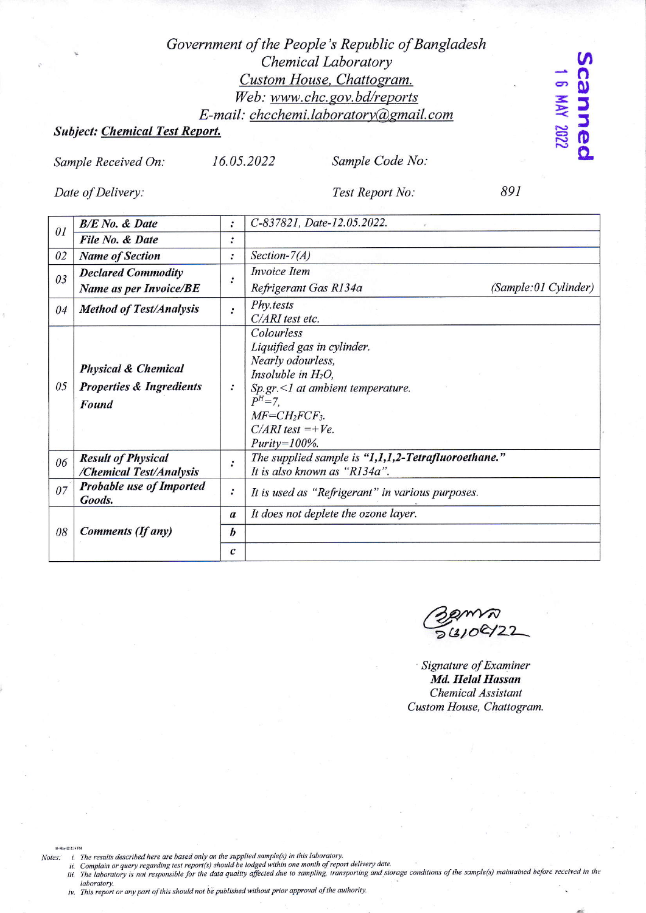Government of the People's Republic of Bangladesh
Chemical Laboratory
Custom House, Chattogram.
Web: www.chc.gov.bd/reports
E-mail: chcchemi.laboratory@gmail.com

Scanned
16 MAY 2022

**Subject: Chemical Test Report.**

Sample Received On: 16.05.2022 Sample Code No:

Date of Delivery: Test Report No: 891

| | | | |
|---|---|---|---|
| 01 | **B/E No. & Date** | : | C-837821, Date-12.05.2022. |
| | **File No. & Date** | : | |
| 02 | **Name of Section** | : | Section-7(A) |
| 03 | **Declared Commodity Name as per Invoice/BE** | : | Invoice Item<br>Refrigerant Gas R134a (Sample:01 Cylinder) |
| 04 | **Method of Test/Analysis** | : | Phy.tests<br>C/ARI test etc. |
| 05 | **Physical & Chemical Properties & Ingredients Found** | : | Colourless<br>Liquified gas in cylinder.<br>Nearly odourless,<br>Insoluble in $H_2O$,<br>Sp.gr.<1 at ambient temperature.<br>$P^H=7$,<br>$MF=CH_2FCF_3$.<br>C/ARI test =+Ve.<br>Purity=100%. |
| 06 | **Result of Physical /Chemical Test/Analysis** | : | The supplied sample is **"1,1,1,2-Tetrafluoroethane."**<br>It is also known as "R134a". |
| 07 | **Probable use of Imported Goods.** | : | It is used as "Refrigerant" in various purposes. |
| 08 | **Comments (If any)** | a | It does not deplete the ozone layer. |
| | | b | |
| | | c | |

১৬/০৫/22

Signature of Examiner
**Md. Helal Hassan**
Chemical Assistant
Custom House, Chattogram.

Notes:
i. The results described here are based only on the supplied sample(s) in this laboratory.
ii. Complain or query regarding test report(s) should be lodged within one month of report delivery date.
iii. The laboratory is not responsible for the data quality affected due to sampling, transporting and storage conditions of the sample(s) maintained before received in the laboratory.
iv. This report or any part of this should not be published without prior approval of the authority.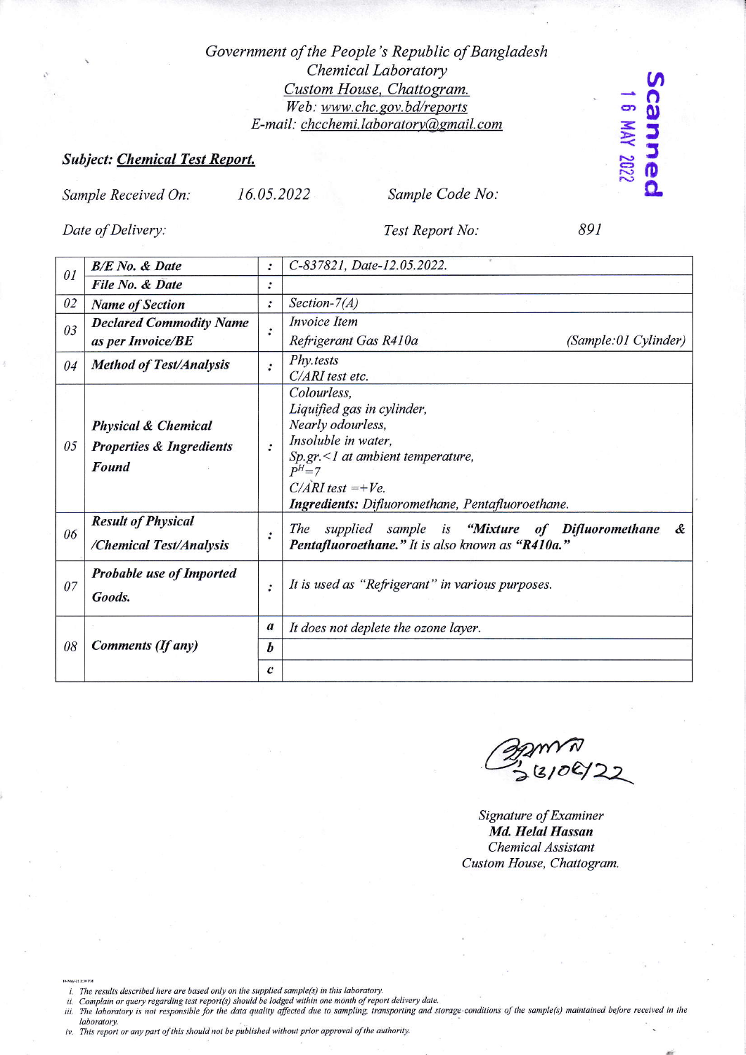*Government of the People's Republic of Bangladesh*
*Chemical Laboratory*
*Custom House, Chattogram.*
*Web: www.chc.gov.bd/reports*
*E-mail: chcchemi.laboratory@gmail.com*

Scanned 16 MAY 2022

***Subject: Chemical Test Report.***

*Sample Received On:* 16.05.2022 *Sample Code No:*

*Date of Delivery:* *Test Report No:* 891

| | | | |
|---|---|---|---|
| 01 | ***B/E No. & Date*** | : | *C-837821, Date-12.05.2022.* |
| | ***File No. & Date*** | : | |
| 02 | ***Name of Section*** | : | *Section-7(A)* |
| 03 | ***Declared Commodity Name as per Invoice/BE*** | : | *Invoice Item*<br>*Refrigerant Gas R410a* *(Sample:01 Cylinder)* |
| 04 | ***Method of Test/Analysis*** | : | *Phy.tests*<br>*C/ARI test etc.* |
| 05 | ***Physical & Chemical Properties & Ingredients Found*** | : | *Colourless,*<br>*Liquified gas in cylinder,*<br>*Nearly odourless,*<br>*Insoluble in water,*<br>*Sp.gr.<1 at ambient temperature,*<br>$P^H=7$<br>*C/ARI test =+Ve.*<br>***Ingredients:*** *Difluoromethane, Pentafluoroethane.* |
| 06 | ***Result of Physical /Chemical Test/Analysis*** | : | *The supplied sample is **"Mixture of Difluoromethane & Pentafluoroethane."** It is also known as **"R410a."*** |
| 07 | ***Probable use of Imported Goods.*** | : | *It is used as "Refrigerant" in various purposes.* |
| 08 | ***Comments (If any)*** | ***a*** | *It does not deplete the ozone layer.* |
| | | ***b*** | |
| | | ***c*** | |

*Signature of Examiner*
***Md. Helal Hassan***
*Chemical Assistant*
*Custom House, Chattogram.*

*i. The results described here are based only on the supplied sample(s) in this laboratory.*
*ii. Complain or query regarding test report(s) should be lodged within one month of report delivery date.*
*iii. The laboratory is not responsible for the data quality affected due to sampling, transporting and storage conditions of the sample(s) maintained before received in the laboratory.*
*iv. This report or any part of this should not be published without prior approval of the authority.*